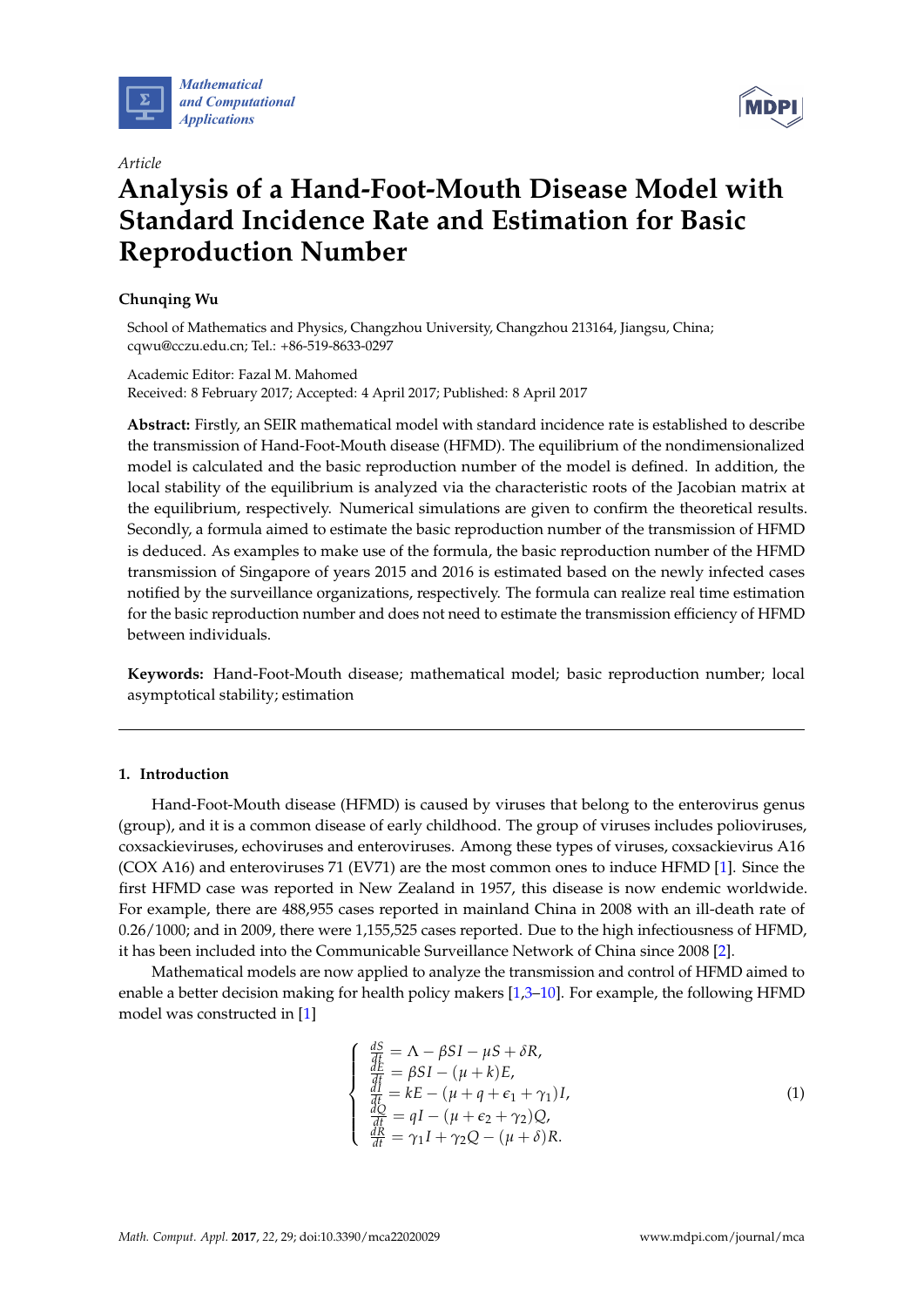*Article*

# Analysis of a Hand-Foot-Mouth Disease Model with Standard Incidence Rate and Estimation for Basic Reproduction Number

**Chunqing Wu**

School of Mathematics and Physics, Changzhou University, Changzhou 213164, Jiangsu, China; cqwu@cczu.edu.cn; Tel.: +86-519-8633-0297

Academic Editor: Fazal M. Mahomed
Received: 8 February 2017; Accepted: 4 April 2017; Published: 8 April 2017

**Abstract:** Firstly, an SEIR mathematical model with standard incidence rate is established to describe the transmission of Hand-Foot-Mouth disease (HFMD). The equilibrium of the nondimensionalized model is calculated and the basic reproduction number of the model is defined. In addition, the local stability of the equilibrium is analyzed via the characteristic roots of the Jacobian matrix at the equilibrium, respectively. Numerical simulations are given to confirm the theoretical results. Secondly, a formula aimed to estimate the basic reproduction number of the transmission of HFMD is deduced. As examples to make use of the formula, the basic reproduction number of the HFMD transmission of Singapore of years 2015 and 2016 is estimated based on the newly infected cases notified by the surveillance organizations, respectively. The formula can realize real time estimation for the basic reproduction number and does not need to estimate the transmission efficiency of HFMD between individuals.

**Keywords:** Hand-Foot-Mouth disease; mathematical model; basic reproduction number; local asymptotical stability; estimation

## 1. Introduction

Hand-Foot-Mouth disease (HFMD) is caused by viruses that belong to the enterovirus genus (group), and it is a common disease of early childhood. The group of viruses includes polioviruses, coxsackieviruses, echoviruses and enteroviruses. Among these types of viruses, coxsackievirus A16 (COX A16) and enteroviruses 71 (EV71) are the most common ones to induce HFMD [1]. Since the first HFMD case was reported in New Zealand in 1957, this disease is now endemic worldwide. For example, there are 488,955 cases reported in mainland China in 2008 with an ill-death rate of 0.26/1000; and in 2009, there were 1,155,525 cases reported. Due to the high infectiousness of HFMD, it has been included into the Communicable Surveillance Network of China since 2008 [2].

Mathematical models are now applied to analyze the transmission and control of HFMD aimed to enable a better decision making for health policy makers [1,3–10]. For example, the following HFMD model was constructed in [1]

$$
\begin{cases}
\frac{dS}{dt} = \Lambda - \beta SI - \mu S + \delta R, \\
\frac{dE}{dt} = \beta SI - (\mu + k)E, \\
\frac{dI}{dt} = kE - (\mu + q + \epsilon_1 + \gamma_1)I, \\
\frac{dQ}{dt} = qI - (\mu + \epsilon_2 + \gamma_2)Q, \\
\frac{dR}{dt} = \gamma_1 I + \gamma_2 Q - (\mu + \delta)R.
\end{cases}
\tag{1}
$$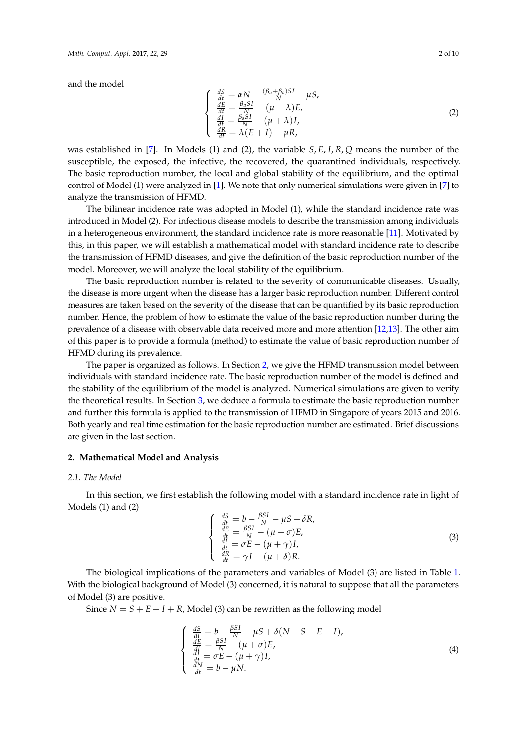and the model

$$
\begin{cases}
\frac{dS}{dt} = \alpha N - \frac{(\beta_a + \beta_s)SI}{N} - \mu S, \\
\frac{dE}{dt} = \frac{\beta_a SI}{N} - (\mu + \lambda)E, \\
\frac{dI}{dt} = \frac{\beta_s SI}{N} - (\mu + \lambda)I, \\
\frac{dR}{dt} = \lambda(E + I) - \mu R,
\end{cases}
\tag{2}
$$

was established in [7]. In Models (1) and (2), the variable $S, E, I, R, Q$ means the number of the susceptible, the exposed, the infective, the recovered, the quarantined individuals, respectively. The basic reproduction number, the local and global stability of the equilibrium, and the optimal control of Model (1) were analyzed in [1]. We note that only numerical simulations were given in [7] to analyze the transmission of HFMD.

The bilinear incidence rate was adopted in Model (1), while the standard incidence rate was introduced in Model (2). For infectious disease models to describe the transmission among individuals in a heterogeneous environment, the standard incidence rate is more reasonable [11]. Motivated by this, in this paper, we will establish a mathematical model with standard incidence rate to describe the transmission of HFMD diseases, and give the definition of the basic reproduction number of the model. Moreover, we will analyze the local stability of the equilibrium.

The basic reproduction number is related to the severity of communicable diseases. Usually, the disease is more urgent when the disease has a larger basic reproduction number. Different control measures are taken based on the severity of the disease that can be quantified by its basic reproduction number. Hence, the problem of how to estimate the value of the basic reproduction number during the prevalence of a disease with observable data received more and more attention [12,13]. The other aim of this paper is to provide a formula (method) to estimate the value of basic reproduction number of HFMD during its prevalence.

The paper is organized as follows. In Section 2, we give the HFMD transmission model between individuals with standard incidence rate. The basic reproduction number of the model is defined and the stability of the equilibrium of the model is analyzed. Numerical simulations are given to verify the theoretical results. In Section 3, we deduce a formula to estimate the basic reproduction number and further this formula is applied to the transmission of HFMD in Singapore of years 2015 and 2016. Both yearly and real time estimation for the basic reproduction number are estimated. Brief discussions are given in the last section.

## 2. Mathematical Model and Analysis

### 2.1. The Model

In this section, we first establish the following model with a standard incidence rate in light of Models (1) and (2)

$$
\begin{cases}
\frac{dS}{dt} = b - \frac{\beta SI}{N} - \mu S + \delta R, \\
\frac{dE}{dt} = \frac{\beta SI}{N} - (\mu + \sigma)E, \\
\frac{dI}{dt} = \sigma E - (\mu + \gamma)I, \\
\frac{dR}{dt} = \gamma I - (\mu + \delta)R.
\end{cases}
\tag{3}
$$

The biological implications of the parameters and variables of Model (3) are listed in Table 1. With the biological background of Model (3) concerned, it is natural to suppose that all the parameters of Model (3) are positive.

Since $N = S + E + I + R$, Model (3) can be rewritten as the following model

$$
\begin{cases}
\frac{dS}{dt} = b - \frac{\beta SI}{N} - \mu S + \delta(N - S - E - I), \\
\frac{dE}{dt} = \frac{\beta SI}{N} - (\mu + \sigma)E, \\
\frac{dI}{dt} = \sigma E - (\mu + \gamma)I, \\
\frac{dN}{dt} = b - \mu N.
\end{cases}
\tag{4}
$$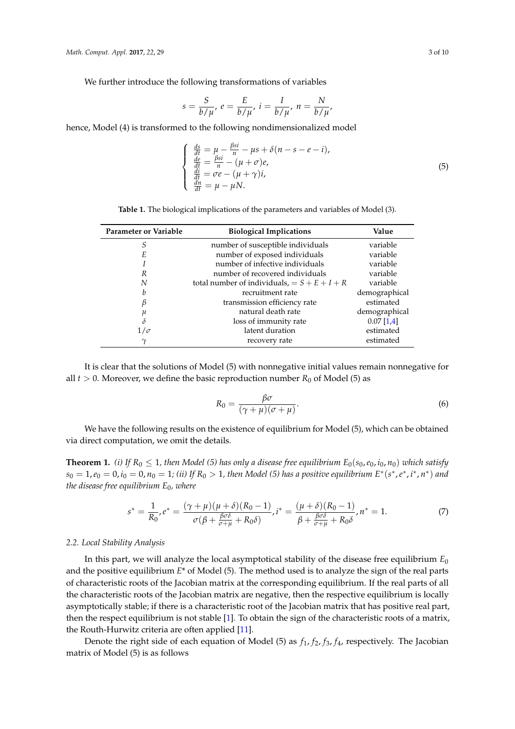We further introduce the following transformations of variables

$$s = \frac{S}{b/\mu},\ e = \frac{E}{b/\mu},\ i = \frac{I}{b/\mu},\ n = \frac{N}{b/\mu},$$

hence, Model (4) is transformed to the following nondimensionalized model

$$\begin{cases} \frac{ds}{dt} = \mu - \frac{\beta si}{n} - \mu s + \delta(n - s - e - i), \\ \frac{de}{dt} = \frac{\beta si}{n} - (\mu + \sigma)e, \\ \frac{di}{dt} = \sigma e - (\mu + \gamma)i, \\ \frac{dn}{dt} = \mu - \mu N. \end{cases} \tag{5}$$

**Table 1.** The biological implications of the parameters and variables of Model (3).

| Parameter or Variable | Biological Implications | Value |
| --- | --- | --- |
| $S$ | number of susceptible individuals | variable |
| $E$ | number of exposed individuals | variable |
| $I$ | number of infective individuals | variable |
| $R$ | number of recovered individuals | variable |
| $N$ | total number of individuals, $= S + E + I + R$ | variable |
| $b$ | recruitment rate | demographical |
| $\beta$ | transmission efficiency rate | estimated |
| $\mu$ | natural death rate | demographical |
| $\delta$ | loss of immunity rate | 0.07 [1,4] |
| $1/\sigma$ | latent duration | estimated |
| $\gamma$ | recovery rate | estimated |

It is clear that the solutions of Model (5) with nonnegative initial values remain nonnegative for all $t > 0$. Moreover, we define the basic reproduction number $R_0$ of Model (5) as

$$R_0 = \frac{\beta\sigma}{(\gamma + \mu)(\sigma + \mu)}. \tag{6}$$

We have the following results on the existence of equilibrium for Model (5), which can be obtained via direct computation, we omit the details.

**Theorem 1.** *(i) If $R_0 \leq 1$, then Model (5) has only a disease free equilibrium $E_0(s_0, e_0, i_0, n_0)$ which satisfy $s_0 = 1, e_0 = 0, i_0 = 0, n_0 = 1$; (ii) If $R_0 > 1$, then Model (5) has a positive equilibrium $E^*(s^*, e^*, i^*, n^*)$ and the disease free equilibrium $E_0$, where*

$$s^* = \frac{1}{R_0}, e^* = \frac{(\gamma + \mu)(\mu + \delta)(R_0 - 1)}{\sigma(\beta + \frac{\beta\sigma\delta}{\sigma + \mu} + R_0\delta)}, i^* = \frac{(\mu + \delta)(R_0 - 1)}{\beta + \frac{\beta\sigma\delta}{\sigma + \mu} + R_0\delta}, n^* = 1. \tag{7}$$

### 2.2. Local Stability Analysis

In this part, we will analyze the local asymptotical stability of the disease free equilibrium $E_0$ and the positive equilibrium $E^*$ of Model (5). The method used is to analyze the sign of the real parts of characteristic roots of the Jacobian matrix at the corresponding equilibrium. If the real parts of all the characteristic roots of the Jacobian matrix are negative, then the respective equilibrium is locally asymptotically stable; if there is a characteristic root of the Jacobian matrix that has positive real part, then the respect equilibrium is not stable [1]. To obtain the sign of the characteristic roots of a matrix, the Routh-Hurwitz criteria are often applied [11].

Denote the right side of each equation of Model (5) as $f_1, f_2, f_3, f_4$, respectively. The Jacobian matrix of Model (5) is as follows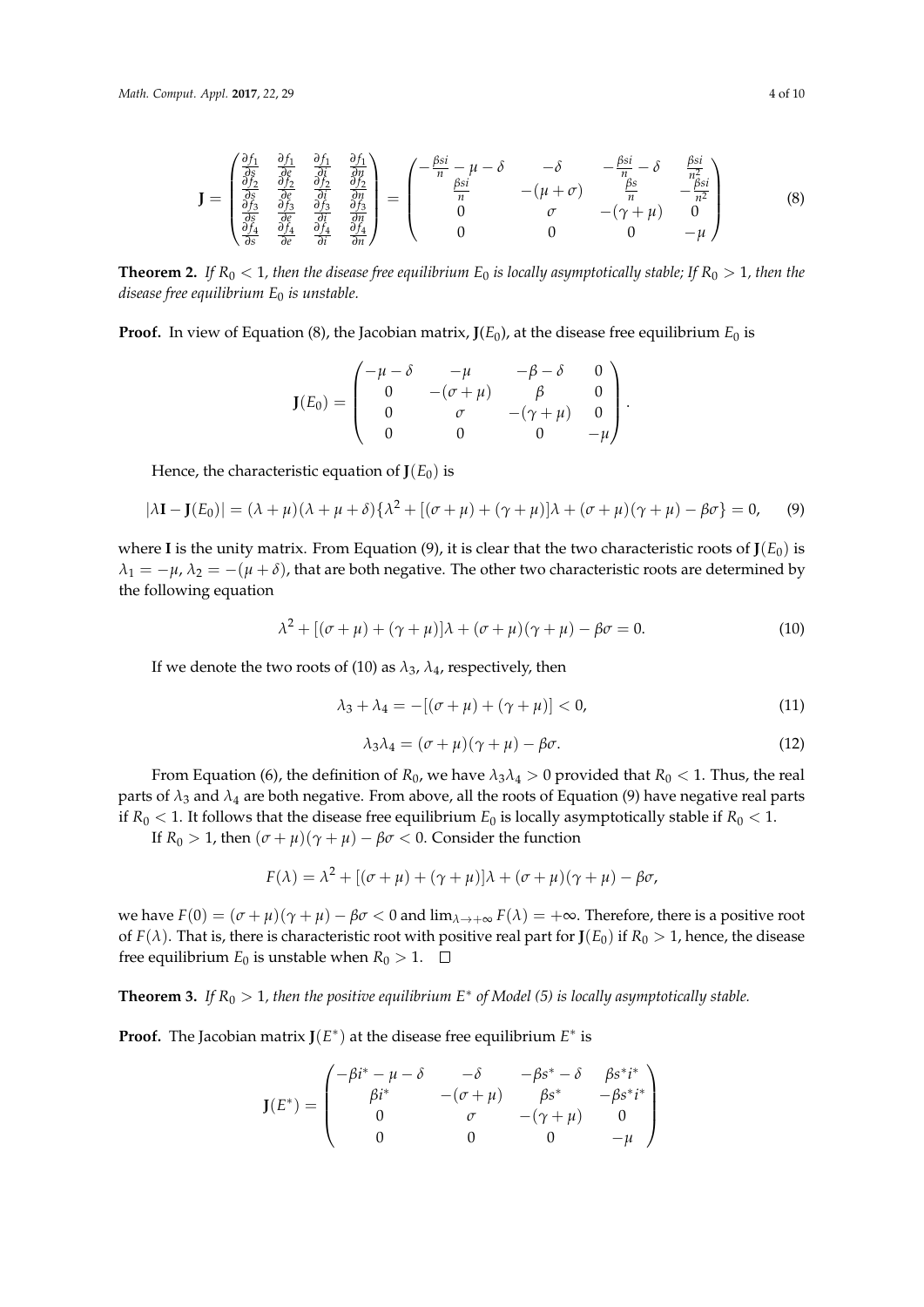$$
\mathbf{J} = \begin{pmatrix} \frac{\partial f_1}{\partial s} & \frac{\partial f_1}{\partial e} & \frac{\partial f_1}{\partial i} & \frac{\partial f_1}{\partial n} \\ \frac{\partial f_2}{\partial s} & \frac{\partial f_2}{\partial e} & \frac{\partial f_2}{\partial i} & \frac{\partial f_2}{\partial n} \\ \frac{\partial f_3}{\partial s} & \frac{\partial f_3}{\partial e} & \frac{\partial f_3}{\partial i} & \frac{\partial f_3}{\partial n} \\ \frac{\partial f_4}{\partial s} & \frac{\partial f_4}{\partial e} & \frac{\partial f_4}{\partial i} & \frac{\partial f_4}{\partial n} \end{pmatrix} = \begin{pmatrix} -\frac{\beta si}{n} - \mu - \delta & -\delta & -\frac{\beta si}{n} - \delta & \frac{\beta si}{n^2} \\ \frac{\beta si}{n} & -(\mu + \sigma) & \frac{\beta s}{n} & -\frac{\beta si}{n^2} \\ 0 & \sigma & -(\gamma + \mu) & 0 \\ 0 & 0 & 0 & -\mu \end{pmatrix} \tag{8}
$$

**Theorem 2.** *If $R_0 < 1$, then the disease free equilibrium $E_0$ is locally asymptotically stable; If $R_0 > 1$, then the disease free equilibrium $E_0$ is unstable.*

**Proof.** In view of Equation (8), the Jacobian matrix, $\mathbf{J}(E_0)$, at the disease free equilibrium $E_0$ is

$$
\mathbf{J}(E_0) = \begin{pmatrix} -\mu - \delta & -\mu & -\beta - \delta & 0 \\ 0 & -(\sigma + \mu) & \beta & 0 \\ 0 & \sigma & -(\gamma + \mu) & 0 \\ 0 & 0 & 0 & -\mu \end{pmatrix}.
$$

Hence, the characteristic equation of $\mathbf{J}(E_0)$ is

$$
|\lambda \mathbf{I} - \mathbf{J}(E_0)| = (\lambda + \mu)(\lambda + \mu + \delta)\{\lambda^2 + [(\sigma + \mu) + (\gamma + \mu)]\lambda + (\sigma + \mu)(\gamma + \mu) - \beta\sigma\} = 0, \tag{9}
$$

where $\mathbf{I}$ is the unity matrix. From Equation (9), it is clear that the two characteristic roots of $\mathbf{J}(E_0)$ is $\lambda_1 = -\mu$, $\lambda_2 = -(\mu + \delta)$, that are both negative. The other two characteristic roots are determined by the following equation

$$
\lambda^2 + [(\sigma + \mu) + (\gamma + \mu)]\lambda + (\sigma + \mu)(\gamma + \mu) - \beta\sigma = 0. \tag{10}
$$

If we denote the two roots of (10) as $\lambda_3$, $\lambda_4$, respectively, then

$$
\lambda_3 + \lambda_4 = -[(\sigma + \mu) + (\gamma + \mu)] < 0, \tag{11}
$$

$$
\lambda_3 \lambda_4 = (\sigma + \mu)(\gamma + \mu) - \beta\sigma. \tag{12}
$$

From Equation (6), the definition of $R_0$, we have $\lambda_3 \lambda_4 > 0$ provided that $R_0 < 1$. Thus, the real parts of $\lambda_3$ and $\lambda_4$ are both negative. From above, all the roots of Equation (9) have negative real parts if $R_0 < 1$. It follows that the disease free equilibrium $E_0$ is locally asymptotically stable if $R_0 < 1$.

If $R_0 > 1$, then $(\sigma + \mu)(\gamma + \mu) - \beta\sigma < 0$. Consider the function

$$
F(\lambda) = \lambda^2 + [(\sigma + \mu) + (\gamma + \mu)]\lambda + (\sigma + \mu)(\gamma + \mu) - \beta\sigma,
$$

we have $F(0) = (\sigma + \mu)(\gamma + \mu) - \beta\sigma < 0$ and $\lim_{\lambda \to +\infty} F(\lambda) = +\infty$. Therefore, there is a positive root of $F(\lambda)$. That is, there is characteristic root with positive real part for $\mathbf{J}(E_0)$ if $R_0 > 1$, hence, the disease free equilibrium $E_0$ is unstable when $R_0 > 1$. $\square$

**Theorem 3.** *If $R_0 > 1$, then the positive equilibrium $E^*$ of Model (5) is locally asymptotically stable.*

**Proof.** The Jacobian matrix $\mathbf{J}(E^*)$ at the disease free equilibrium $E^*$ is

$$
\mathbf{J}(E^*) = \begin{pmatrix} -\beta i^* - \mu - \delta & -\delta & -\beta s^* - \delta & \beta s^* i^* \\ \beta i^* & -(\sigma + \mu) & \beta s^* & -\beta s^* i^* \\ 0 & \sigma & -(\gamma + \mu) & 0 \\ 0 & 0 & 0 & -\mu \end{pmatrix}
$$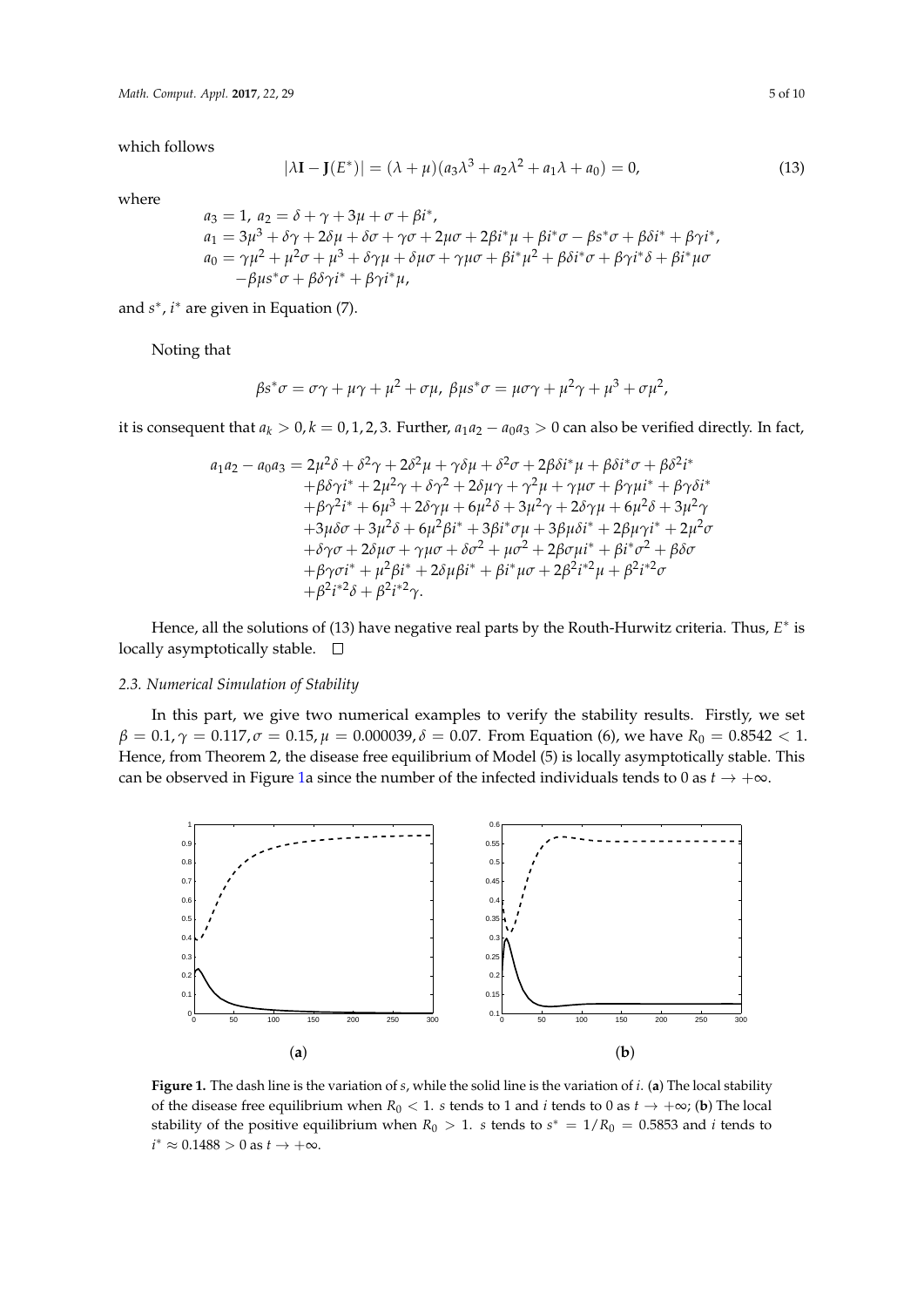which follows

$$|\lambda \mathbf{I} - \mathbf{J}(E^*)| = (\lambda + \mu)(a_3\lambda^3 + a_2\lambda^2 + a_1\lambda + a_0) = 0, \tag{13}$$

where

$$\begin{aligned}
&a_3 = 1,\ a_2 = \delta + \gamma + 3\mu + \sigma + \beta i^*, \\
&a_1 = 3\mu^3 + \delta\gamma + 2\delta\mu + \delta\sigma + \gamma\sigma + 2\mu\sigma + 2\beta i^*\mu + \beta i^*\sigma - \beta s^*\sigma + \beta\delta i^* + \beta\gamma i^*, \\
&a_0 = \gamma\mu^2 + \mu^2\sigma + \mu^3 + \delta\gamma\mu + \delta\mu\sigma + \gamma\mu\sigma + \beta i^*\mu^2 + \beta\delta i^*\sigma + \beta\gamma i^*\delta + \beta i^*\mu\sigma \\
&\quad\ -\beta\mu s^*\sigma + \beta\delta\gamma i^* + \beta\gamma i^*\mu,
\end{aligned}$$

and $s^*$, $i^*$ are given in Equation (7).

Noting that

$$\beta s^*\sigma = \sigma\gamma + \mu\gamma + \mu^2 + \sigma\mu,\ \beta\mu s^*\sigma = \mu\sigma\gamma + \mu^2\gamma + \mu^3 + \sigma\mu^2,$$

it is consequent that $a_k > 0, k = 0, 1, 2, 3$. Further, $a_1a_2 - a_0a_3 > 0$ can also be verified directly. In fact,

$$\begin{aligned}
a_1a_2 - a_0a_3 = {}& 2\mu^2\delta + \delta^2\gamma + 2\delta^2\mu + \gamma\delta\mu + \delta^2\sigma + 2\beta\delta i^*\mu + \beta\delta i^*\sigma + \beta\delta^2 i^* \\
&+\beta\delta\gamma i^* + 2\mu^2\gamma + \delta\gamma^2 + 2\delta\mu\gamma + \gamma^2\mu + \gamma\mu\sigma + \beta\gamma\mu i^* + \beta\gamma\delta i^* \\
&+\beta\gamma^2 i^* + 6\mu^3 + 2\delta\gamma\mu + 6\mu^2\delta + 3\mu^2\gamma + 2\delta\gamma\mu + 6\mu^2\delta + 3\mu^2\gamma \\
&+3\mu\delta\sigma + 3\mu^2\delta + 6\mu^2\beta i^* + 3\beta i^*\sigma\mu + 3\beta\mu\delta i^* + 2\beta\mu\gamma i^* + 2\mu^2\sigma \\
&+\delta\gamma\sigma + 2\delta\mu\sigma + \gamma\mu\sigma + \delta\sigma^2 + \mu\sigma^2 + 2\beta\sigma\mu i^* + \beta i^*\sigma^2 + \beta\delta\sigma \\
&+\beta\gamma\sigma i^* + \mu^2\beta i^* + 2\delta\mu\beta i^* + \beta i^*\mu\sigma + 2\beta^2 i^{*2}\mu + \beta^2 i^{*2}\sigma \\
&+\beta^2 i^{*2}\delta + \beta^2 i^{*2}\gamma.
\end{aligned}$$

Hence, all the solutions of (13) have negative real parts by the Routh-Hurwitz criteria. Thus, $E^*$ is locally asymptotically stable. □

### 2.3. Numerical Simulation of Stability

In this part, we give two numerical examples to verify the stability results. Firstly, we set $\beta = 0.1, \gamma = 0.117, \sigma = 0.15, \mu = 0.000039, \delta = 0.07$. From Equation (6), we have $R_0 = 0.8542 < 1$. Hence, from Theorem 2, the disease free equilibrium of Model (5) is locally asymptotically stable. This can be observed in Figure 1a since the number of the infected individuals tends to 0 as $t \to +\infty$.

(a) (b)

**Figure 1.** The dash line is the variation of $s$, while the solid line is the variation of $i$. (**a**) The local stability of the disease free equilibrium when $R_0 < 1$. $s$ tends to 1 and $i$ tends to 0 as $t \to +\infty$; (**b**) The local stability of the positive equilibrium when $R_0 > 1$. $s$ tends to $s^* = 1/R_0 = 0.5853$ and $i$ tends to $i^* \approx 0.1488 > 0$ as $t \to +\infty$.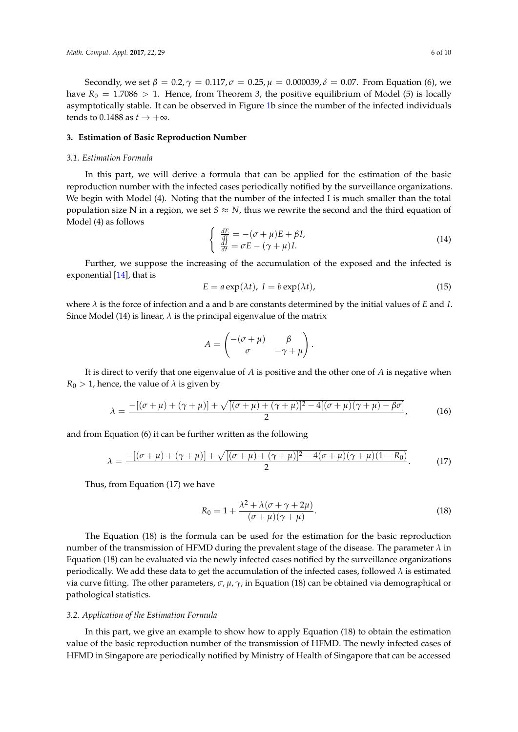Secondly, we set $\beta = 0.2, \gamma = 0.117, \sigma = 0.25, \mu = 0.000039, \delta = 0.07$. From Equation (6), we have $R_0 = 1.7086 > 1$. Hence, from Theorem 3, the positive equilibrium of Model (5) is locally asymptotically stable. It can be observed in Figure 1b since the number of the infected individuals tends to 0.1488 as $t \to +\infty$.

## 3. Estimation of Basic Reproduction Number

### 3.1. Estimation Formula

In this part, we will derive a formula that can be applied for the estimation of the basic reproduction number with the infected cases periodically notified by the surveillance organizations. We begin with Model (4). Noting that the number of the infected I is much smaller than the total population size N in a region, we set $S \approx N$, thus we rewrite the second and the third equation of Model (4) as follows

$$\begin{cases} \frac{dE}{dt} = -(\sigma + \mu)E + \beta I, \\ \frac{dI}{dt} = \sigma E - (\gamma + \mu)I. \end{cases} \tag{14}$$

Further, we suppose the increasing of the accumulation of the exposed and the infected is exponential [14], that is

$$E = a \exp(\lambda t), \ I = b \exp(\lambda t), \tag{15}$$

where $\lambda$ is the force of infection and a and b are constants determined by the initial values of $E$ and $I$. Since Model (14) is linear, $\lambda$ is the principal eigenvalue of the matrix

$$A = \begin{pmatrix} -(\sigma + \mu) & \beta \\ \sigma & -\gamma + \mu \end{pmatrix}.$$

It is direct to verify that one eigenvalue of $A$ is positive and the other one of $A$ is negative when $R_0 > 1$, hence, the value of $\lambda$ is given by

$$\lambda = \frac{-[(\sigma + \mu) + (\gamma + \mu)] + \sqrt{[(\sigma + \mu) + (\gamma + \mu)]^2 - 4[(\sigma + \mu)(\gamma + \mu) - \beta\sigma]}}{2}, \tag{16}$$

and from Equation (6) it can be further written as the following

$$\lambda = \frac{-[(\sigma + \mu) + (\gamma + \mu)] + \sqrt{[(\sigma + \mu) + (\gamma + \mu)]^2 - 4(\sigma + \mu)(\gamma + \mu)(1 - R_0)}}{2}. \tag{17}$$

Thus, from Equation (17) we have

$$R_0 = 1 + \frac{\lambda^2 + \lambda(\sigma + \gamma + 2\mu)}{(\sigma + \mu)(\gamma + \mu)}. \tag{18}$$

The Equation (18) is the formula can be used for the estimation for the basic reproduction number of the transmission of HFMD during the prevalent stage of the disease. The parameter $\lambda$ in Equation (18) can be evaluated via the newly infected cases notified by the surveillance organizations periodically. We add these data to get the accumulation of the infected cases, followed $\lambda$ is estimated via curve fitting. The other parameters, $\sigma, \mu, \gamma$, in Equation (18) can be obtained via demographical or pathological statistics.

### 3.2. Application of the Estimation Formula

In this part, we give an example to show how to apply Equation (18) to obtain the estimation value of the basic reproduction number of the transmission of HFMD. The newly infected cases of HFMD in Singapore are periodically notified by Ministry of Health of Singapore that can be accessed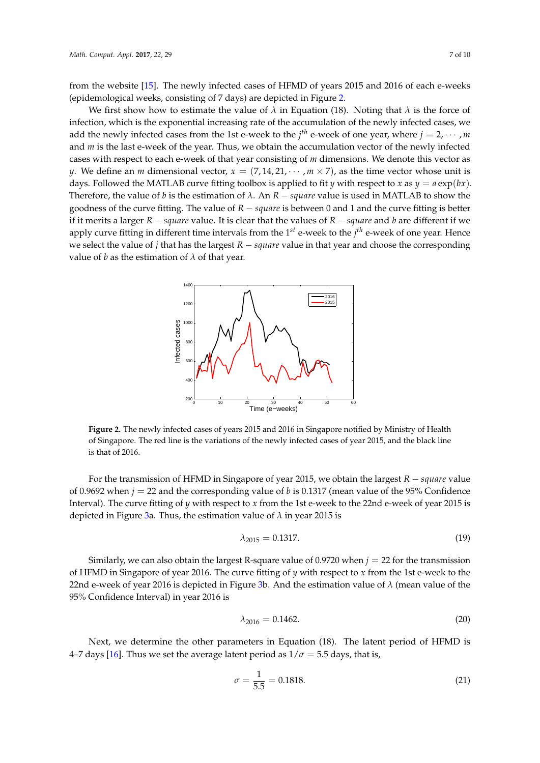from the website [15]. The newly infected cases of HFMD of years 2015 and 2016 of each e-weeks (epidemological weeks, consisting of 7 days) are depicted in Figure 2.

We first show how to estimate the value of $\lambda$ in Equation (18). Noting that $\lambda$ is the force of infection, which is the exponential increasing rate of the accumulation of the newly infected cases, we add the newly infected cases from the 1st e-week to the $j^{th}$ e-week of one year, where $j = 2, \cdots, m$ and $m$ is the last e-week of the year. Thus, we obtain the accumulation vector of the newly infected cases with respect to each e-week of that year consisting of $m$ dimensions. We denote this vector as $y$. We define an $m$ dimensional vector, $x = (7, 14, 21, \cdots, m \times 7)$, as the time vector whose unit is days. Followed the MATLAB curve fitting toolbox is applied to fit $y$ with respect to $x$ as $y = a\exp(bx)$. Therefore, the value of $b$ is the estimation of $\lambda$. An $R - square$ value is used in MATLAB to show the goodness of the curve fitting. The value of $R - square$ is between 0 and 1 and the curve fitting is better if it merits a larger $R - square$ value. It is clear that the values of $R - square$ and $b$ are different if we apply curve fitting in different time intervals from the $1^{st}$ e-week to the $j^{th}$ e-week of one year. Hence we select the value of $j$ that has the largest $R - square$ value in that year and choose the corresponding value of $b$ as the estimation of $\lambda$ of that year.

**Figure 2.** The newly infected cases of years 2015 and 2016 in Singapore notified by Ministry of Health of Singapore. The red line is the variations of the newly infected cases of year 2015, and the black line is that of 2016.

For the transmission of HFMD in Singapore of year 2015, we obtain the largest $R - square$ value of 0.9692 when $j = 22$ and the corresponding value of $b$ is 0.1317 (mean value of the 95% Confidence Interval). The curve fitting of $y$ with respect to $x$ from the 1st e-week to the 22nd e-week of year 2015 is depicted in Figure 3a. Thus, the estimation value of $\lambda$ in year 2015 is

$$\lambda_{2015} = 0.1317. \tag{19}$$

Similarly, we can also obtain the largest R-square value of 0.9720 when $j = 22$ for the transmission of HFMD in Singapore of year 2016. The curve fitting of $y$ with respect to $x$ from the 1st e-week to the 22nd e-week of year 2016 is depicted in Figure 3b. And the estimation value of $\lambda$ (mean value of the 95% Confidence Interval) in year 2016 is

$$\lambda_{2016} = 0.1462. \tag{20}$$

Next, we determine the other parameters in Equation (18). The latent period of HFMD is 4–7 days [16]. Thus we set the average latent period as $1/\sigma = 5.5$ days, that is,

$$\sigma = \frac{1}{5.5} = 0.1818. \tag{21}$$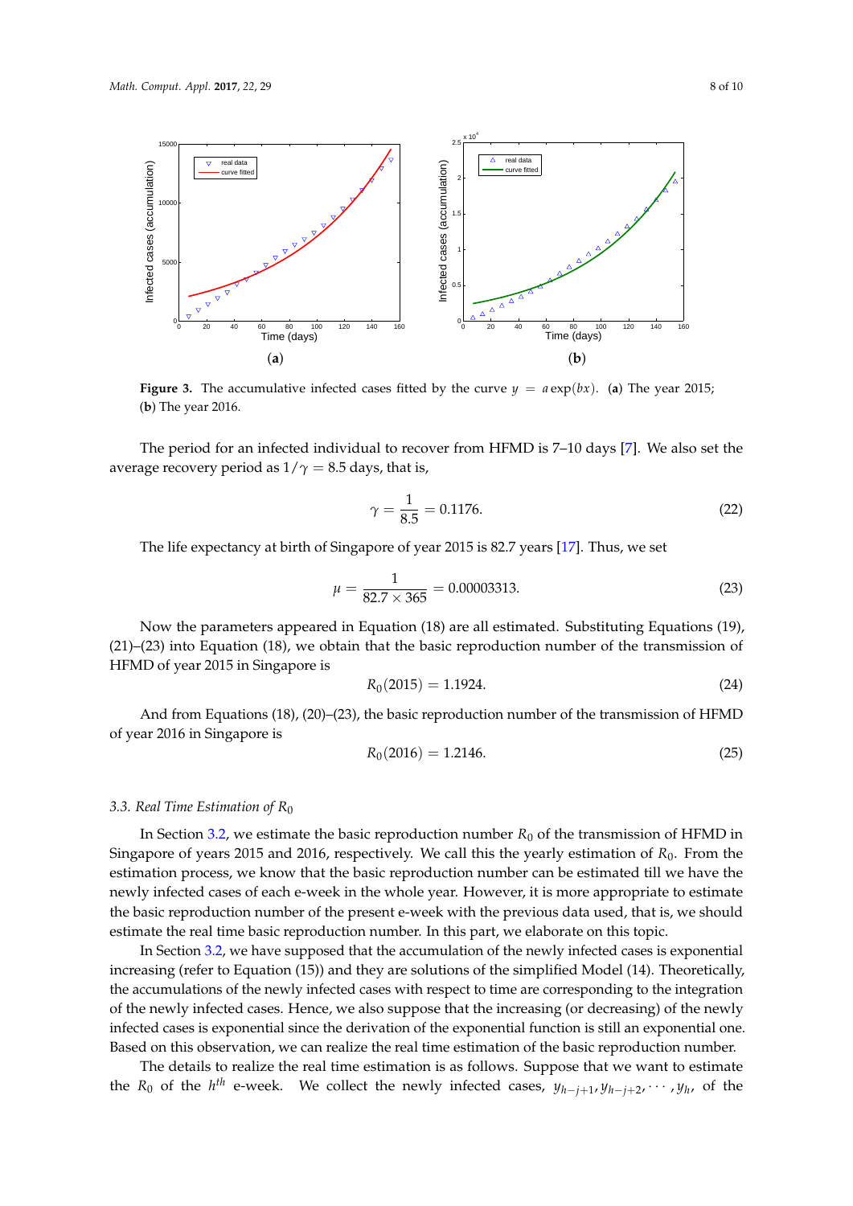**Figure 3.** The accumulative infected cases fitted by the curve $y = a\exp(bx)$. (**a**) The year 2015; (**b**) The year 2016.

The period for an infected individual to recover from HFMD is 7–10 days [7]. We also set the average recovery period as $1/\gamma = 8.5$ days, that is,

$$\gamma = \frac{1}{8.5} = 0.1176. \tag{22}$$

The life expectancy at birth of Singapore of year 2015 is 82.7 years [17]. Thus, we set

$$\mu = \frac{1}{82.7 \times 365} = 0.00003313. \tag{23}$$

Now the parameters appeared in Equation (18) are all estimated. Substituting Equations (19), (21)–(23) into Equation (18), we obtain that the basic reproduction number of the transmission of HFMD of year 2015 in Singapore is

$$R_0(2015) = 1.1924. \tag{24}$$

And from Equations (18), (20)–(23), the basic reproduction number of the transmission of HFMD of year 2016 in Singapore is

$$R_0(2016) = 1.2146. \tag{25}$$

### *3.3. Real Time Estimation of $R_0$*

In Section 3.2, we estimate the basic reproduction number $R_0$ of the transmission of HFMD in Singapore of years 2015 and 2016, respectively. We call this the yearly estimation of $R_0$. From the estimation process, we know that the basic reproduction number can be estimated till we have the newly infected cases of each e-week in the whole year. However, it is more appropriate to estimate the basic reproduction number of the present e-week with the previous data used, that is, we should estimate the real time basic reproduction number. In this part, we elaborate on this topic.

In Section 3.2, we have supposed that the accumulation of the newly infected cases is exponential increasing (refer to Equation (15)) and they are solutions of the simplified Model (14). Theoretically, the accumulations of the newly infected cases with respect to time are corresponding to the integration of the newly infected cases. Hence, we also suppose that the increasing (or decreasing) of the newly infected cases is exponential since the derivation of the exponential function is still an exponential one. Based on this observation, we can realize the real time estimation of the basic reproduction number.

The details to realize the real time estimation is as follows. Suppose that we want to estimate the $R_0$ of the $h^{th}$ e-week. We collect the newly infected cases, $y_{h-j+1}, y_{h-j+2}, \cdots, y_h$, of the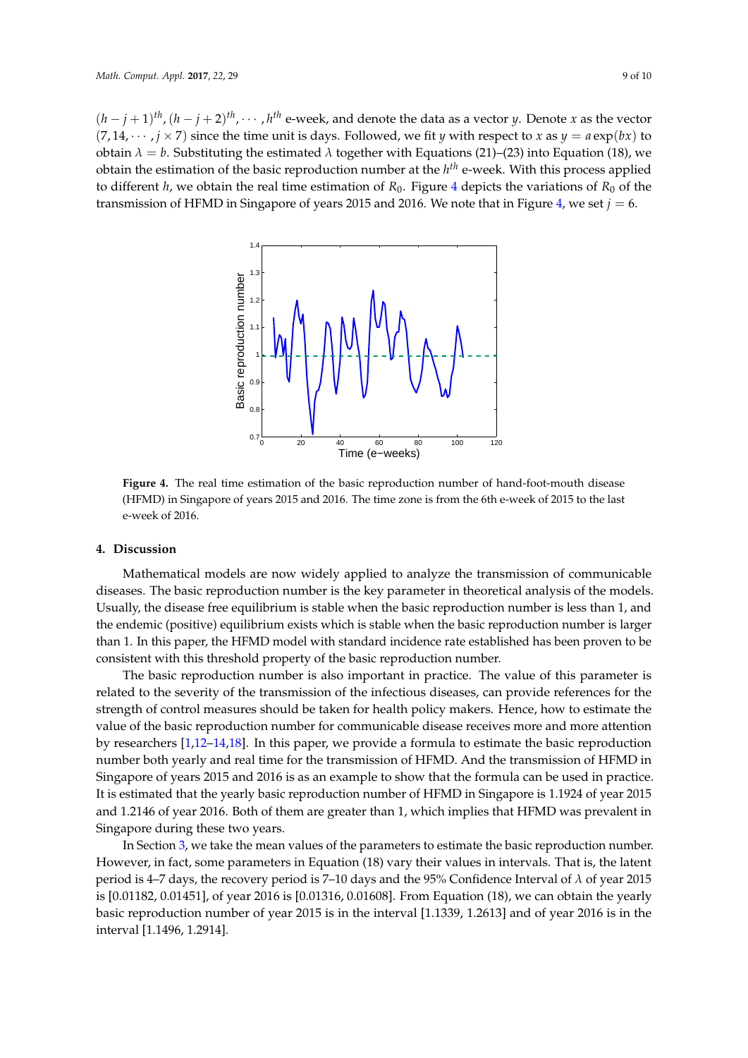$(h-j+1)^{th}, (h-j+2)^{th}, \cdots, h^{th}$ e-week, and denote the data as a vector $y$. Denote $x$ as the vector $(7, 14, \cdots, j \times 7)$ since the time unit is days. Followed, we fit $y$ with respect to $x$ as $y = a\exp(bx)$ to obtain $\lambda = b$. Substituting the estimated $\lambda$ together with Equations (21)–(23) into Equation (18), we obtain the estimation of the basic reproduction number at the $h^{th}$ e-week. With this process applied to different $h$, we obtain the real time estimation of $R_0$. Figure 4 depicts the variations of $R_0$ of the transmission of HFMD in Singapore of years 2015 and 2016. We note that in Figure 4, we set $j = 6$.

**Figure 4.** The real time estimation of the basic reproduction number of hand-foot-mouth disease (HFMD) in Singapore of years 2015 and 2016. The time zone is from the 6th e-week of 2015 to the last e-week of 2016.

## 4. Discussion

Mathematical models are now widely applied to analyze the transmission of communicable diseases. The basic reproduction number is the key parameter in theoretical analysis of the models. Usually, the disease free equilibrium is stable when the basic reproduction number is less than 1, and the endemic (positive) equilibrium exists which is stable when the basic reproduction number is larger than 1. In this paper, the HFMD model with standard incidence rate established has been proven to be consistent with this threshold property of the basic reproduction number.

The basic reproduction number is also important in practice. The value of this parameter is related to the severity of the transmission of the infectious diseases, can provide references for the strength of control measures should be taken for health policy makers. Hence, how to estimate the value of the basic reproduction number for communicable disease receives more and more attention by researchers [1,12–14,18]. In this paper, we provide a formula to estimate the basic reproduction number both yearly and real time for the transmission of HFMD. And the transmission of HFMD in Singapore of years 2015 and 2016 is as an example to show that the formula can be used in practice. It is estimated that the yearly basic reproduction number of HFMD in Singapore is 1.1924 of year 2015 and 1.2146 of year 2016. Both of them are greater than 1, which implies that HFMD was prevalent in Singapore during these two years.

In Section 3, we take the mean values of the parameters to estimate the basic reproduction number. However, in fact, some parameters in Equation (18) vary their values in intervals. That is, the latent period is 4–7 days, the recovery period is 7–10 days and the 95% Confidence Interval of $\lambda$ of year 2015 is [0.01182, 0.01451], of year 2016 is [0.01316, 0.01608]. From Equation (18), we can obtain the yearly basic reproduction number of year 2015 is in the interval [1.1339, 1.2613] and of year 2016 is in the interval [1.1496, 1.2914].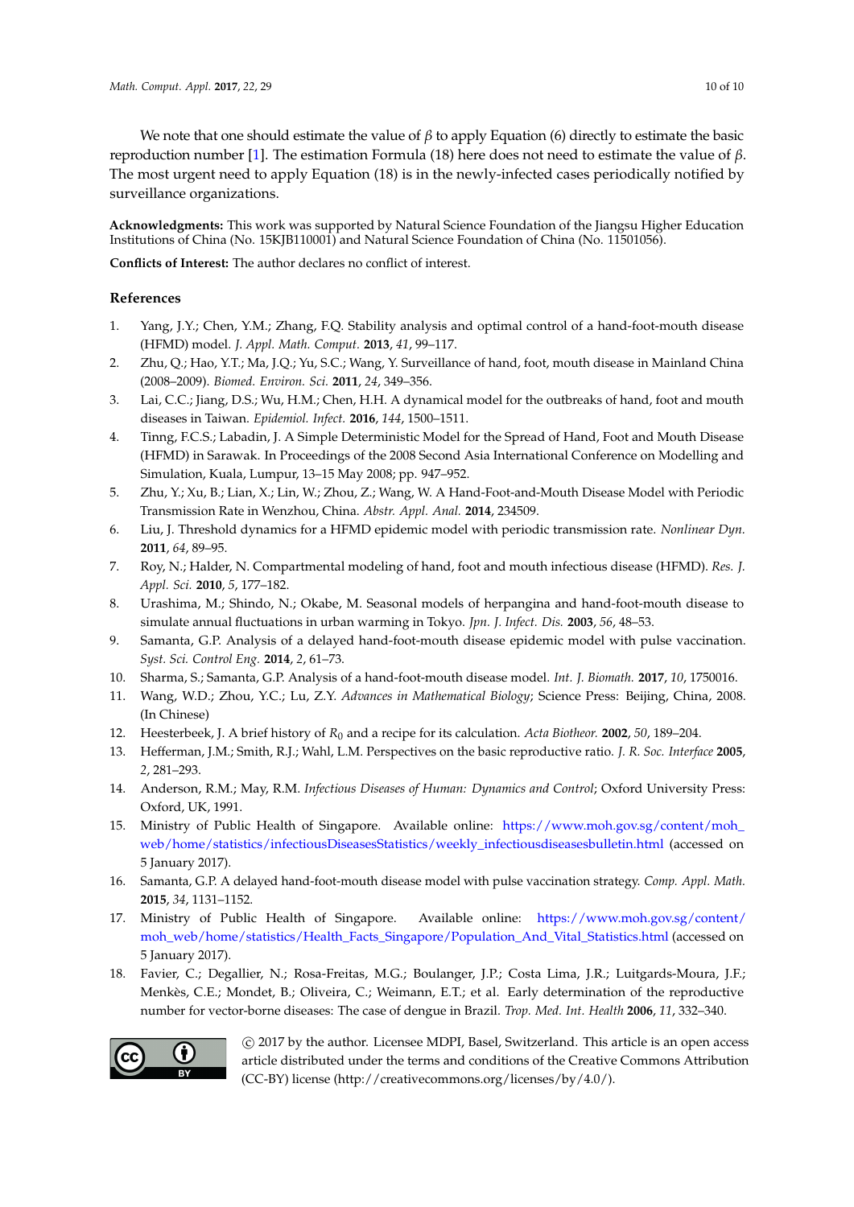We note that one should estimate the value of $\beta$ to apply Equation (6) directly to estimate the basic reproduction number [1]. The estimation Formula (18) here does not need to estimate the value of $\beta$. The most urgent need to apply Equation (18) is in the newly-infected cases periodically notified by surveillance organizations.

**Acknowledgments:** This work was supported by Natural Science Foundation of the Jiangsu Higher Education Institutions of China (No. 15KJB110001) and Natural Science Foundation of China (No. 11501056).

**Conflicts of Interest:** The author declares no conflict of interest.

## References

1. Yang, J.Y.; Chen, Y.M.; Zhang, F.Q. Stability analysis and optimal control of a hand-foot-mouth disease (HFMD) model. *J. Appl. Math. Comput.* **2013**, *41*, 99–117.
2. Zhu, Q.; Hao, Y.T.; Ma, J.Q.; Yu, S.C.; Wang, Y. Surveillance of hand, foot, mouth disease in Mainland China (2008–2009). *Biomed. Environ. Sci.* **2011**, *24*, 349–356.
3. Lai, C.C.; Jiang, D.S.; Wu, H.M.; Chen, H.H. A dynamical model for the outbreaks of hand, foot and mouth diseases in Taiwan. *Epidemiol. Infect.* **2016**, *144*, 1500–1511.
4. Tinng, F.C.S.; Labadin, J. A Simple Deterministic Model for the Spread of Hand, Foot and Mouth Disease (HFMD) in Sarawak. In Proceedings of the 2008 Second Asia International Conference on Modelling and Simulation, Kuala, Lumpur, 13–15 May 2008; pp. 947–952.
5. Zhu, Y.; Xu, B.; Lian, X.; Lin, W.; Zhou, Z.; Wang, W. A Hand-Foot-and-Mouth Disease Model with Periodic Transmission Rate in Wenzhou, China. *Abstr. Appl. Anal.* **2014**, 234509.
6. Liu, J. Threshold dynamics for a HFMD epidemic model with periodic transmission rate. *Nonlinear Dyn.* **2011**, *64*, 89–95.
7. Roy, N.; Halder, N. Compartmental modeling of hand, foot and mouth infectious disease (HFMD). *Res. J. Appl. Sci.* **2010**, *5*, 177–182.
8. Urashima, M.; Shindo, N.; Okabe, M. Seasonal models of herpangina and hand-foot-mouth disease to simulate annual fluctuations in urban warming in Tokyo. *Jpn. J. Infect. Dis.* **2003**, *56*, 48–53.
9. Samanta, G.P. Analysis of a delayed hand-foot-mouth disease epidemic model with pulse vaccination. *Syst. Sci. Control Eng.* **2014**, *2*, 61–73.
10. Sharma, S.; Samanta, G.P. Analysis of a hand-foot-mouth disease model. *Int. J. Biomath.* **2017**, *10*, 1750016.
11. Wang, W.D.; Zhou, Y.C.; Lu, Z.Y. *Advances in Mathematical Biology*; Science Press: Beijing, China, 2008. (In Chinese)
12. Heesterbeek, J. A brief history of $R_0$ and a recipe for its calculation. *Acta Biotheor.* **2002**, *50*, 189–204.
13. Hefferman, J.M.; Smith, R.J.; Wahl, L.M. Perspectives on the basic reproductive ratio. *J. R. Soc. Interface* **2005**, *2*, 281–293.
14. Anderson, R.M.; May, R.M. *Infectious Diseases of Human: Dynamics and Control*; Oxford University Press: Oxford, UK, 1991.
15. Ministry of Public Health of Singapore. Available online: https://www.moh.gov.sg/content/moh_web/home/statistics/infectiousDiseasesStatistics/weekly_infectiousdiseasesbulletin.html (accessed on 5 January 2017).
16. Samanta, G.P. A delayed hand-foot-mouth disease model with pulse vaccination strategy. *Comp. Appl. Math.* **2015**, *34*, 1131–1152.
17. Ministry of Public Health of Singapore. Available online: https://www.moh.gov.sg/content/moh_web/home/statistics/Health_Facts_Singapore/Population_And_Vital_Statistics.html (accessed on 5 January 2017).
18. Favier, C.; Degallier, N.; Rosa-Freitas, M.G.; Boulanger, J.P.; Costa Lima, J.R.; Luitgards-Moura, J.F.; Menkès, C.E.; Mondet, B.; Oliveira, C.; Weimann, E.T.; et al. Early determination of the reproductive number for vector-borne diseases: The case of dengue in Brazil. *Trop. Med. Int. Health* **2006**, *11*, 332–340.

© 2017 by the author. Licensee MDPI, Basel, Switzerland. This article is an open access article distributed under the terms and conditions of the Creative Commons Attribution (CC-BY) license (http://creativecommons.org/licenses/by/4.0/).